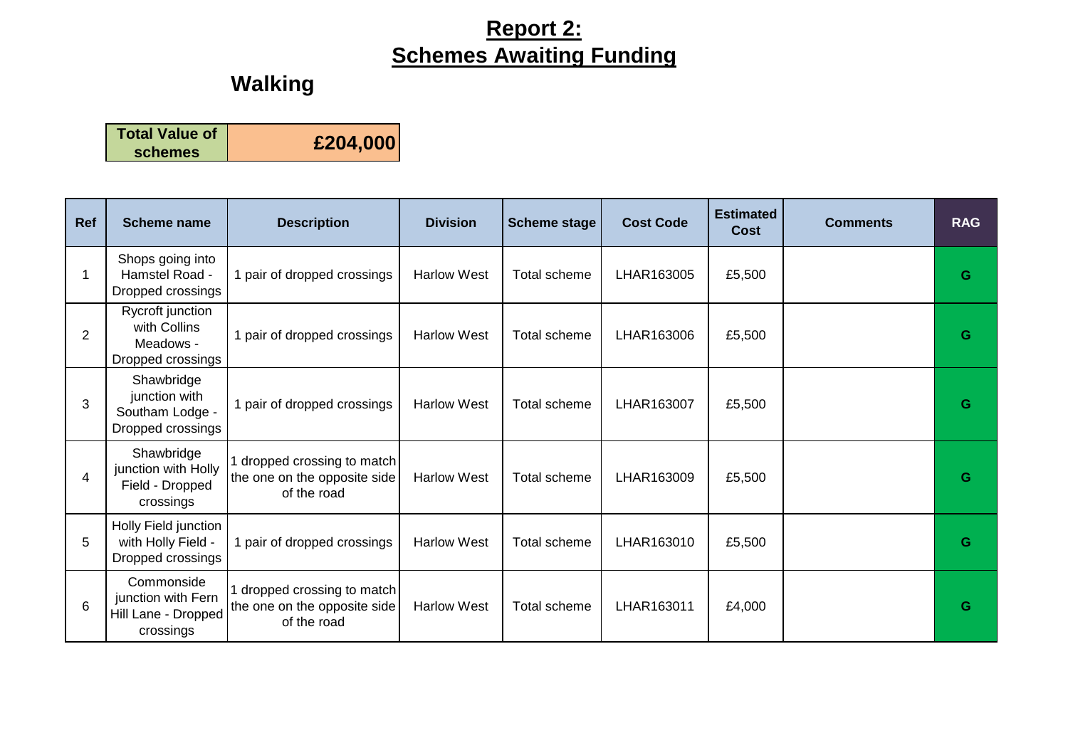# Report 2:
# Schemes Awaiting Funding

## Walking

| Total Value of schemes | £204,000 |
|---|---|

| Ref | Scheme name | Description | Division | Scheme stage | Cost Code | Estimated Cost | Comments | RAG |
|---|---|---|---|---|---|---|---|---|
| 1 | Shops going into Hamstel Road - Dropped crossings | 1 pair of dropped crossings | Harlow West | Total scheme | LHAR163005 | £5,500 | | G |
| 2 | Rycroft junction with Collins Meadows - Dropped crossings | 1 pair of dropped crossings | Harlow West | Total scheme | LHAR163006 | £5,500 | | G |
| 3 | Shawbridge junction with Southam Lodge - Dropped crossings | 1 pair of dropped crossings | Harlow West | Total scheme | LHAR163007 | £5,500 | | G |
| 4 | Shawbridge junction with Holly Field - Dropped crossings | 1 dropped crossing to match the one on the opposite side of the road | Harlow West | Total scheme | LHAR163009 | £5,500 | | G |
| 5 | Holly Field junction with Holly Field - Dropped crossings | 1 pair of dropped crossings | Harlow West | Total scheme | LHAR163010 | £5,500 | | G |
| 6 | Commonside junction with Fern Hill Lane - Dropped crossings | 1 dropped crossing to match the one on the opposite side of the road | Harlow West | Total scheme | LHAR163011 | £4,000 | | G |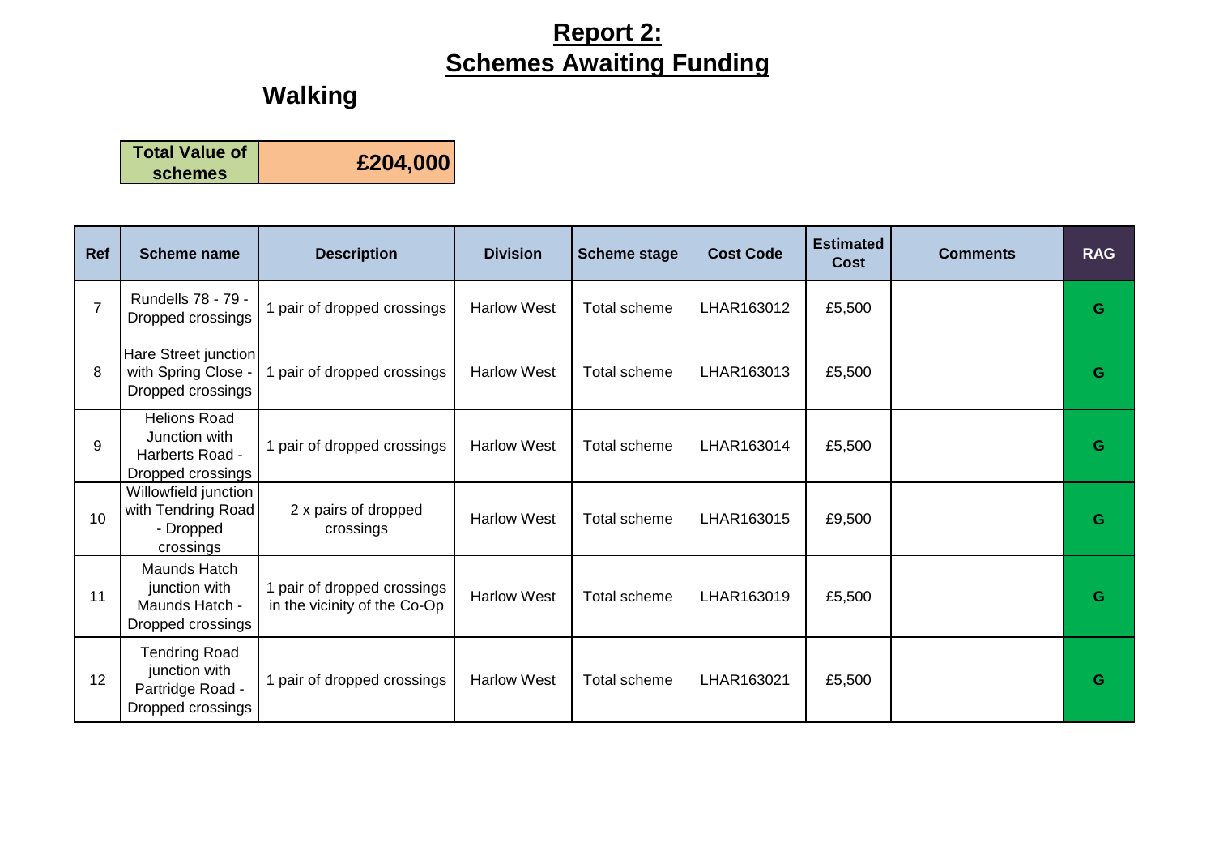# Report 2:
# Schemes Awaiting Funding

## Walking

| Total Value of schemes | £204,000 |
|---|---|

| Ref | Scheme name | Description | Division | Scheme stage | Cost Code | Estimated Cost | Comments | RAG |
|---|---|---|---|---|---|---|---|---|
| 7 | Rundells 78 - 79 - Dropped crossings | 1 pair of dropped crossings | Harlow West | Total scheme | LHAR163012 | £5,500 | | G |
| 8 | Hare Street junction with Spring Close - Dropped crossings | 1 pair of dropped crossings | Harlow West | Total scheme | LHAR163013 | £5,500 | | G |
| 9 | Helions Road Junction with Harberts Road - Dropped crossings | 1 pair of dropped crossings | Harlow West | Total scheme | LHAR163014 | £5,500 | | G |
| 10 | Willowfield junction with Tendring Road - Dropped crossings | 2 x pairs of dropped crossings | Harlow West | Total scheme | LHAR163015 | £9,500 | | G |
| 11 | Maunds Hatch junction with Maunds Hatch - Dropped crossings | 1 pair of dropped crossings in the vicinity of the Co-Op | Harlow West | Total scheme | LHAR163019 | £5,500 | | G |
| 12 | Tendring Road junction with Partridge Road - Dropped crossings | 1 pair of dropped crossings | Harlow West | Total scheme | LHAR163021 | £5,500 | | G |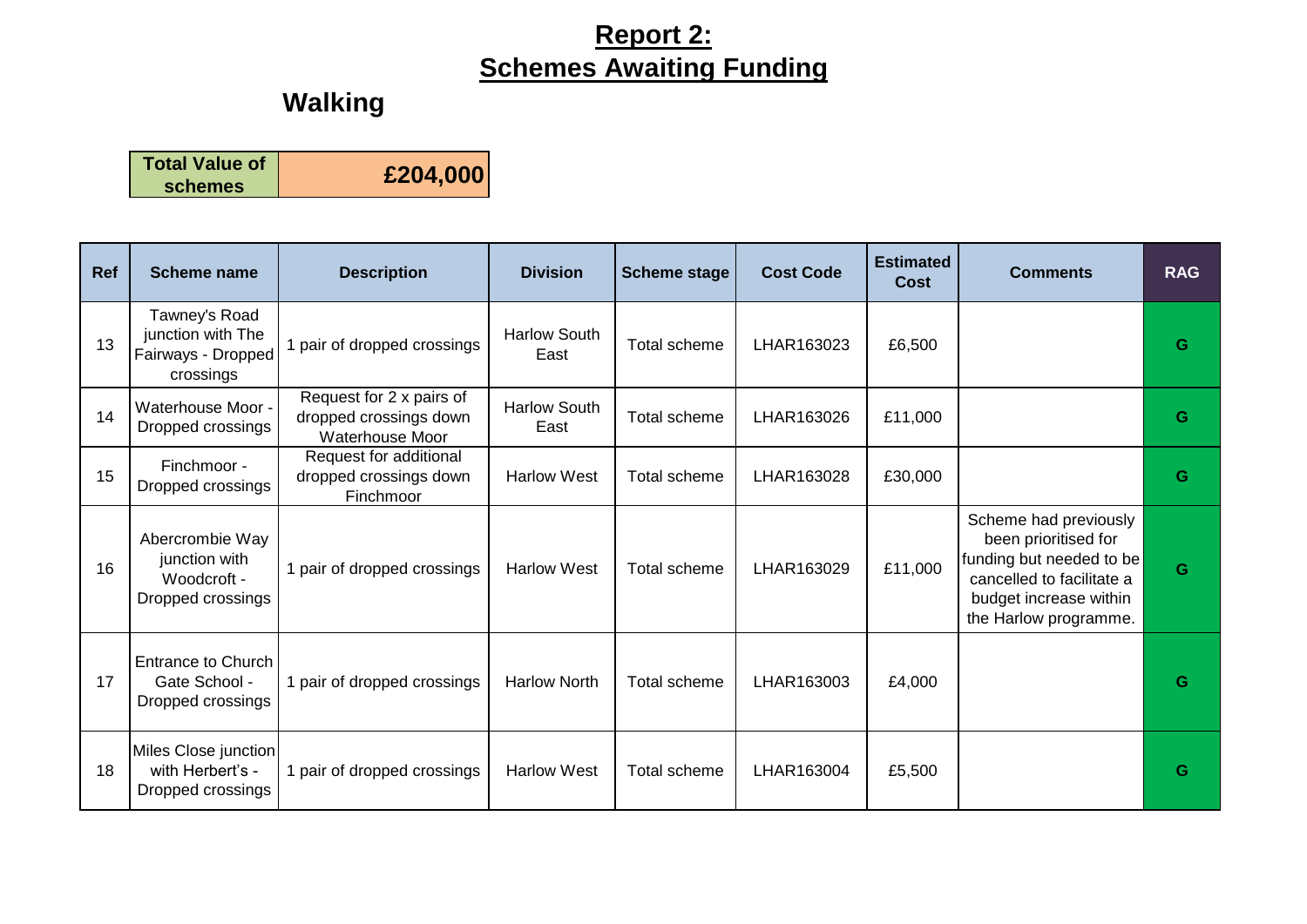# Report 2:
# Schemes Awaiting Funding

## Walking

| Total Value of schemes | £204,000 |
|---|---|

| Ref | Scheme name | Description | Division | Scheme stage | Cost Code | Estimated Cost | Comments | RAG |
|---|---|---|---|---|---|---|---|---|
| 13 | Tawney's Road junction with The Fairways - Dropped crossings | 1 pair of dropped crossings | Harlow South East | Total scheme | LHAR163023 | £6,500 | | G |
| 14 | Waterhouse Moor - Dropped crossings | Request for 2 x pairs of dropped crossings down Waterhouse Moor | Harlow South East | Total scheme | LHAR163026 | £11,000 | | G |
| 15 | Finchmoor - Dropped crossings | Request for additional dropped crossings down Finchmoor | Harlow West | Total scheme | LHAR163028 | £30,000 | | G |
| 16 | Abercrombie Way junction with Woodcroft - Dropped crossings | 1 pair of dropped crossings | Harlow West | Total scheme | LHAR163029 | £11,000 | Scheme had previously been prioritised for funding but needed to be cancelled to facilitate a budget increase within the Harlow programme. | G |
| 17 | Entrance to Church Gate School - Dropped crossings | 1 pair of dropped crossings | Harlow North | Total scheme | LHAR163003 | £4,000 | | G |
| 18 | Miles Close junction with Herbert's - Dropped crossings | 1 pair of dropped crossings | Harlow West | Total scheme | LHAR163004 | £5,500 | | G |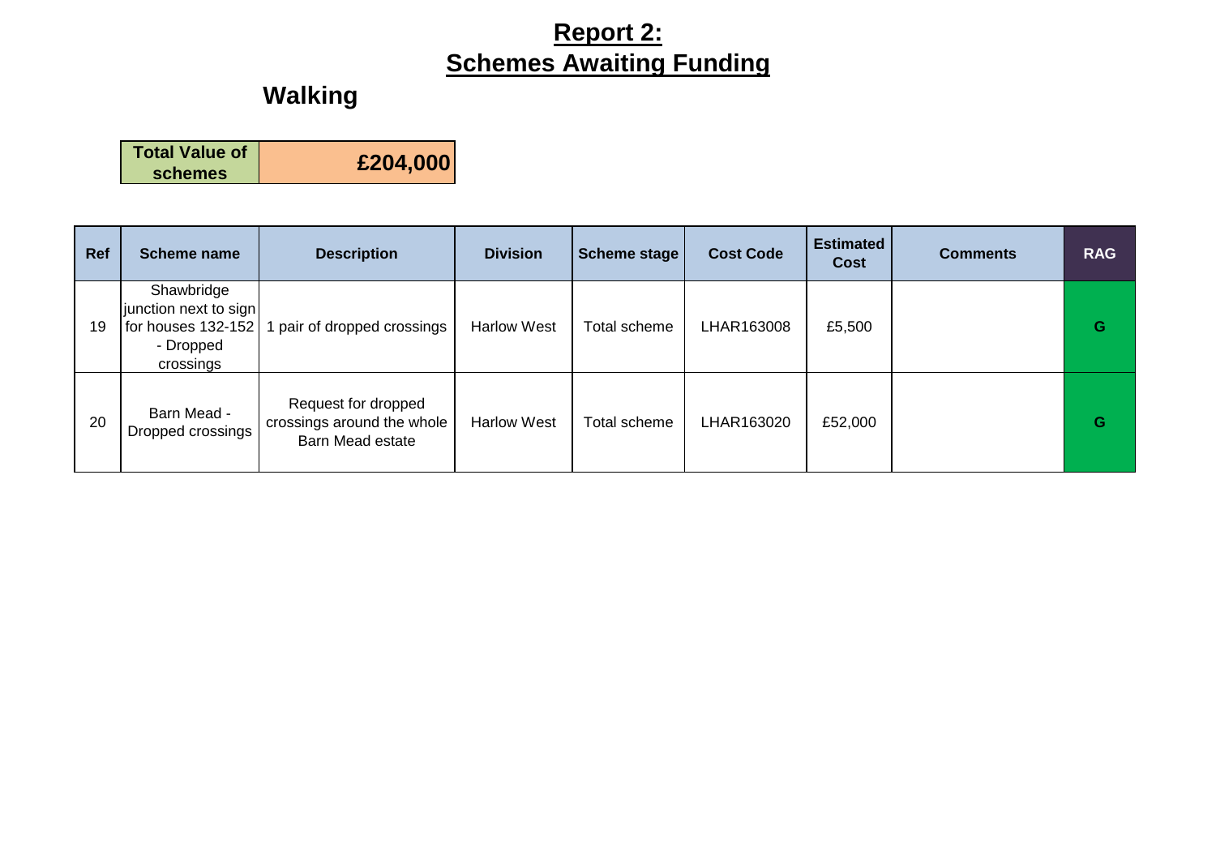# Report 2:
# Schemes Awaiting Funding

## Walking

| Total Value of schemes | £204,000 |
|---|---|

| Ref | Scheme name | Description | Division | Scheme stage | Cost Code | Estimated Cost | Comments | RAG |
|---|---|---|---|---|---|---|---|---|
| 19 | Shawbridge junction next to sign for houses 132-152 - Dropped crossings | 1 pair of dropped crossings | Harlow West | Total scheme | LHAR163008 | £5,500 | | G |
| 20 | Barn Mead - Dropped crossings | Request for dropped crossings around the whole Barn Mead estate | Harlow West | Total scheme | LHAR163020 | £52,000 | | G |